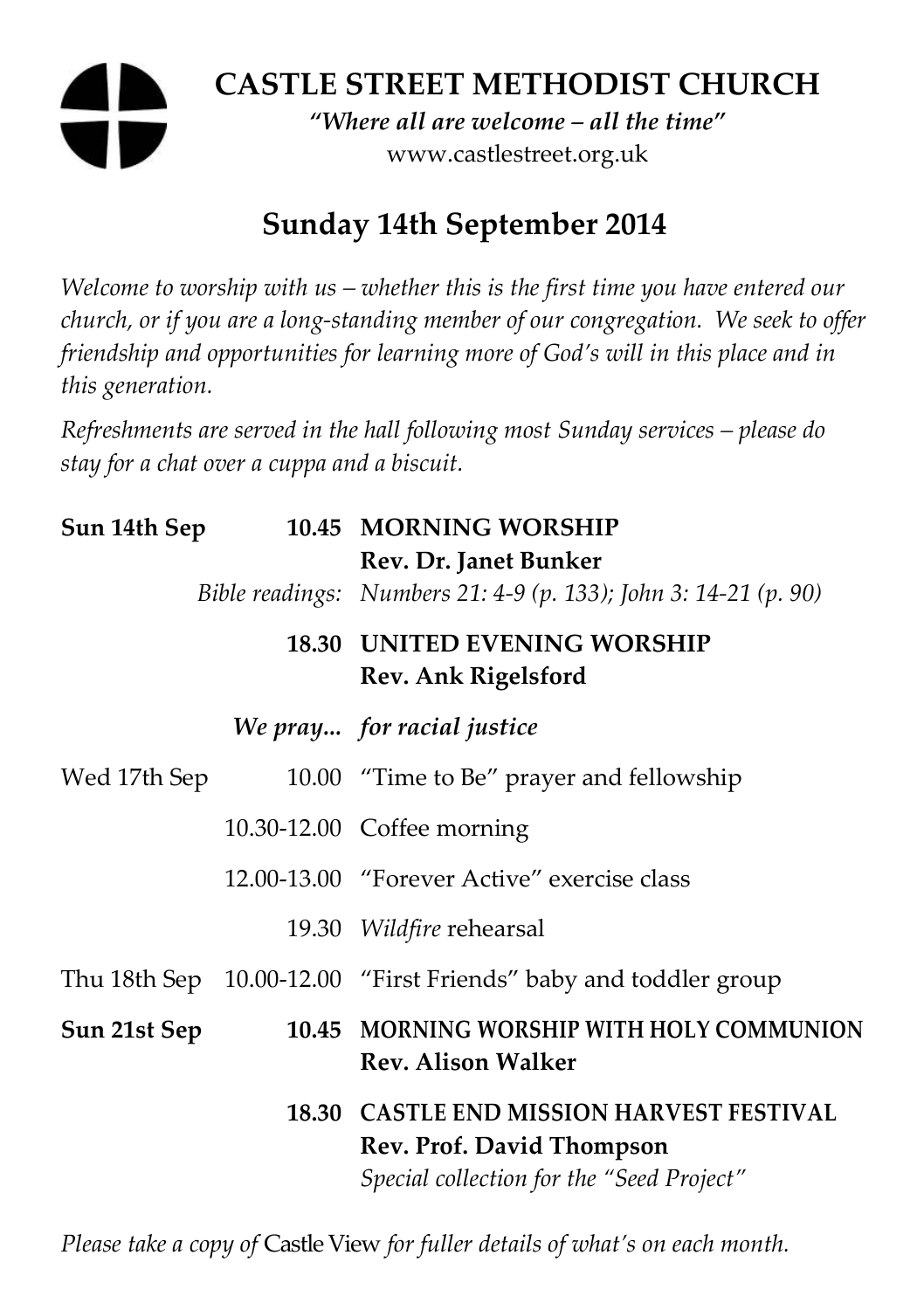# CASTLE STREET METHODIST CHURCH

*"Where all are welcome – all the time"*

www.castlestreet.org.uk

## Sunday 14th September 2014

*Welcome to worship with us – whether this is the first time you have entered our church, or if you are a long-standing member of our congregation. We seek to offer friendship and opportunities for learning more of God's will in this place and in this generation.*

*Refreshments are served in the hall following most Sunday services – please do stay for a chat over a cuppa and a biscuit.*

| | | |
|---|---|---|
| **Sun 14th Sep** | **10.45** | **MORNING WORSHIP** |
| | | **Rev. Dr. Janet Bunker** |
| | *Bible readings:* | *Numbers 21: 4-9 (p. 133); John 3: 14-21 (p. 90)* |
| | **18.30** | **UNITED EVENING WORSHIP** |
| | | **Rev. Ank Rigelsford** |
| | ***We pray...*** | ***for racial justice*** |
| Wed 17th Sep | 10.00 | "Time to Be" prayer and fellowship |
| | 10.30-12.00 | Coffee morning |
| | 12.00-13.00 | "Forever Active" exercise class |
| | 19.30 | *Wildfire* rehearsal |
| Thu 18th Sep | 10.00-12.00 | "First Friends" baby and toddler group |
| **Sun 21st Sep** | **10.45** | **MORNING WORSHIP WITH HOLY COMMUNION** |
| | | **Rev. Alison Walker** |
| | **18.30** | **CASTLE END MISSION HARVEST FESTIVAL** |
| | | **Rev. Prof. David Thompson** |
| | | *Special collection for the "Seed Project"* |

*Please take a copy of* Castle View *for fuller details of what's on each month.*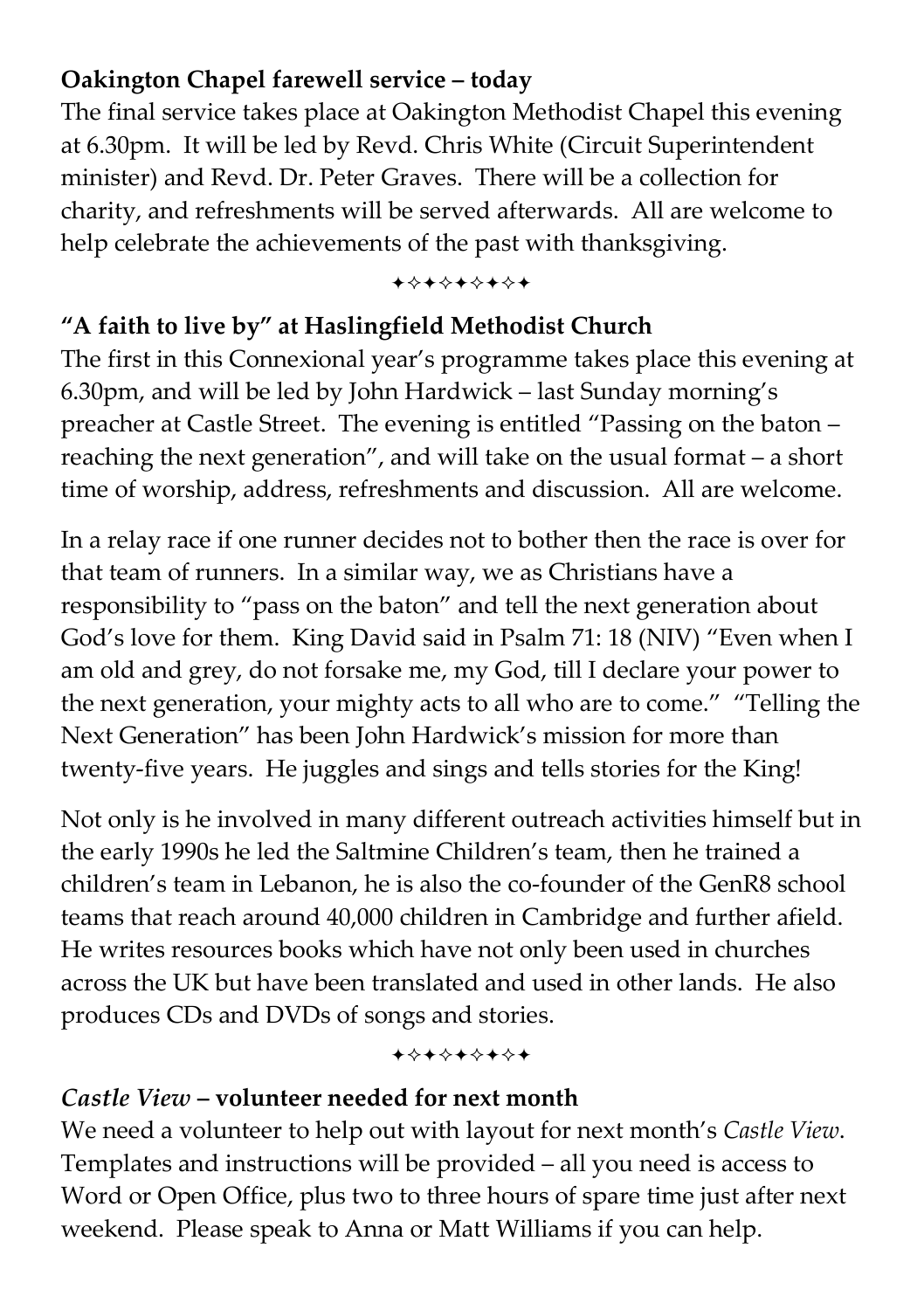**Oakington Chapel farewell service – today**

The final service takes place at Oakington Methodist Chapel this evening at 6.30pm. It will be led by Revd. Chris White (Circuit Superintendent minister) and Revd. Dr. Peter Graves. There will be a collection for charity, and refreshments will be served afterwards. All are welcome to help celebrate the achievements of the past with thanksgiving.

✦✧✦✧✦✧✦✧✦

**"A faith to live by" at Haslingfield Methodist Church**

The first in this Connexional year's programme takes place this evening at 6.30pm, and will be led by John Hardwick – last Sunday morning's preacher at Castle Street. The evening is entitled "Passing on the baton – reaching the next generation", and will take on the usual format – a short time of worship, address, refreshments and discussion. All are welcome.

In a relay race if one runner decides not to bother then the race is over for that team of runners. In a similar way, we as Christians have a responsibility to "pass on the baton" and tell the next generation about God's love for them. King David said in Psalm 71: 18 (NIV) "Even when I am old and grey, do not forsake me, my God, till I declare your power to the next generation, your mighty acts to all who are to come." "Telling the Next Generation" has been John Hardwick's mission for more than twenty-five years. He juggles and sings and tells stories for the King!

Not only is he involved in many different outreach activities himself but in the early 1990s he led the Saltmine Children's team, then he trained a children's team in Lebanon, he is also the co-founder of the GenR8 school teams that reach around 40,000 children in Cambridge and further afield. He writes resources books which have not only been used in churches across the UK but have been translated and used in other lands. He also produces CDs and DVDs of songs and stories.

✦✧✦✧✦✧✦✧✦

***Castle View* – volunteer needed for next month**

We need a volunteer to help out with layout for next month's *Castle View*. Templates and instructions will be provided – all you need is access to Word or Open Office, plus two to three hours of spare time just after next weekend. Please speak to Anna or Matt Williams if you can help.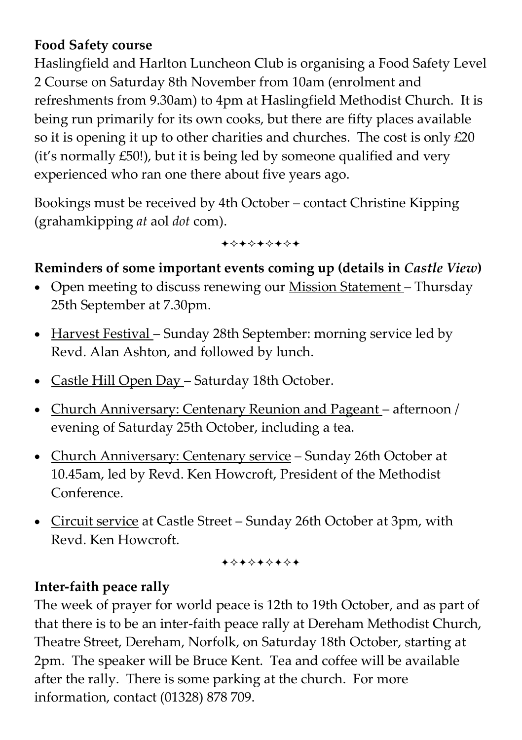**Food Safety course**

Haslingfield and Harlton Luncheon Club is organising a Food Safety Level 2 Course on Saturday 8th November from 10am (enrolment and refreshments from 9.30am) to 4pm at Haslingfield Methodist Church. It is being run primarily for its own cooks, but there are fifty places available so it is opening it up to other charities and churches. The cost is only £20 (it's normally £50!), but it is being led by someone qualified and very experienced who ran one there about five years ago.

Bookings must be received by 4th October – contact Christine Kipping (grahamkipping *at* aol *dot* com).

✦✧✦✧✦✧✦✧✦

**Reminders of some important events coming up (details in *Castle View*)**

- Open meeting to discuss renewing our Mission Statement – Thursday 25th September at 7.30pm.
- Harvest Festival – Sunday 28th September: morning service led by Revd. Alan Ashton, and followed by lunch.
- Castle Hill Open Day – Saturday 18th October.
- Church Anniversary: Centenary Reunion and Pageant – afternoon / evening of Saturday 25th October, including a tea.
- Church Anniversary: Centenary service – Sunday 26th October at 10.45am, led by Revd. Ken Howcroft, President of the Methodist Conference.
- Circuit service at Castle Street – Sunday 26th October at 3pm, with Revd. Ken Howcroft.

✦✧✦✧✦✧✦✧✦

**Inter-faith peace rally**

The week of prayer for world peace is 12th to 19th October, and as part of that there is to be an inter-faith peace rally at Dereham Methodist Church, Theatre Street, Dereham, Norfolk, on Saturday 18th October, starting at 2pm. The speaker will be Bruce Kent. Tea and coffee will be available after the rally. There is some parking at the church. For more information, contact (01328) 878 709.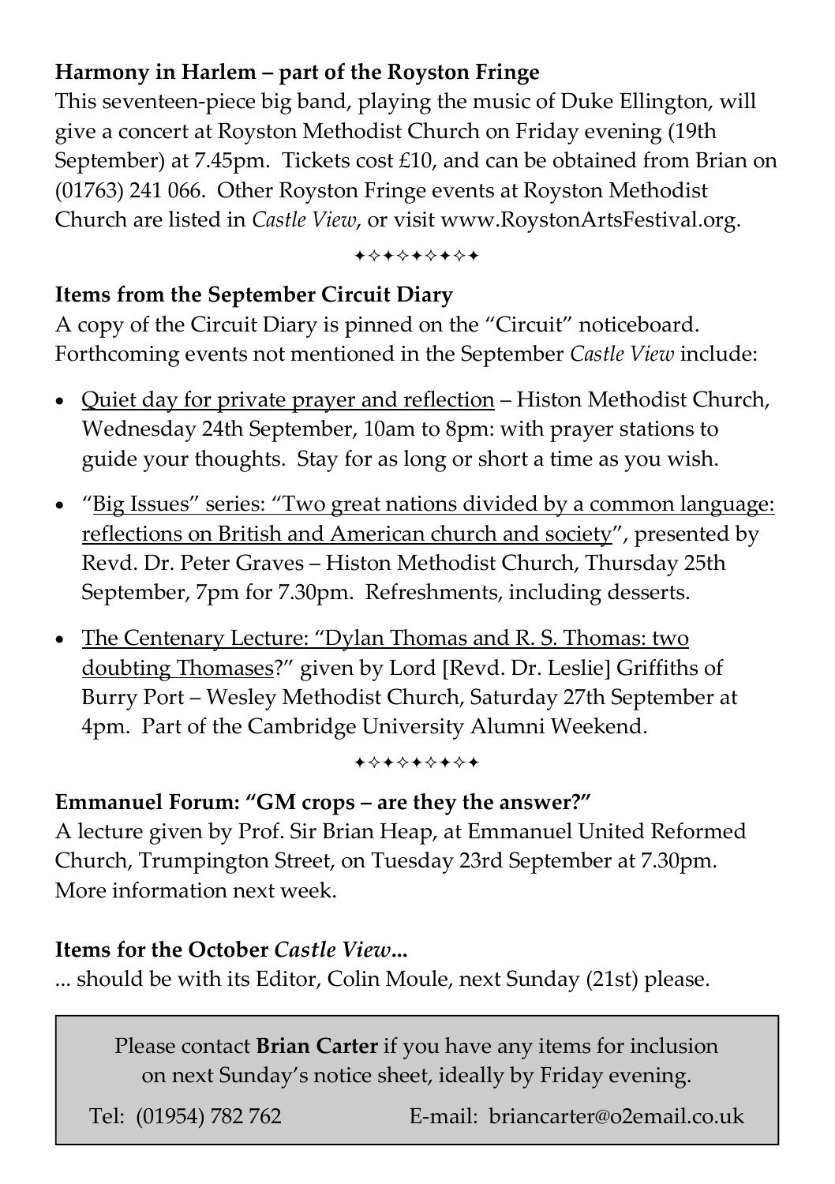**Harmony in Harlem – part of the Royston Fringe**

This seventeen-piece big band, playing the music of Duke Ellington, will give a concert at Royston Methodist Church on Friday evening (19th September) at 7.45pm. Tickets cost £10, and can be obtained from Brian on (01763) 241 066. Other Royston Fringe events at Royston Methodist Church are listed in *Castle View*, or visit www.RoystonArtsFestival.org.

✦✧✦✧✦✧✦✧✦

**Items from the September Circuit Diary**

A copy of the Circuit Diary is pinned on the "Circuit" noticeboard. Forthcoming events not mentioned in the September *Castle View* include:

- <u>Quiet day for private prayer and reflection</u> – Histon Methodist Church, Wednesday 24th September, 10am to 8pm: with prayer stations to guide your thoughts. Stay for as long or short a time as you wish.
- "<u>Big Issues" series: "Two great nations divided by a common language: reflections on British and American church and society</u>", presented by Revd. Dr. Peter Graves – Histon Methodist Church, Thursday 25th September, 7pm for 7.30pm. Refreshments, including desserts.
- <u>The Centenary Lecture: "Dylan Thomas and R. S. Thomas: two doubting Thomases</u>?" given by Lord [Revd. Dr. Leslie] Griffiths of Burry Port – Wesley Methodist Church, Saturday 27th September at 4pm. Part of the Cambridge University Alumni Weekend.

✦✧✦✧✦✧✦✧✦

**Emmanuel Forum: "GM crops – are they the answer?"**

A lecture given by Prof. Sir Brian Heap, at Emmanuel United Reformed Church, Trumpington Street, on Tuesday 23rd September at 7.30pm. More information next week.

**Items for the October *Castle View*...**

... should be with its Editor, Colin Moule, next Sunday (21st) please.

Please contact **Brian Carter** if you have any items for inclusion on next Sunday's notice sheet, ideally by Friday evening.

Tel: (01954) 782 762 E-mail: briancarter@o2email.co.uk